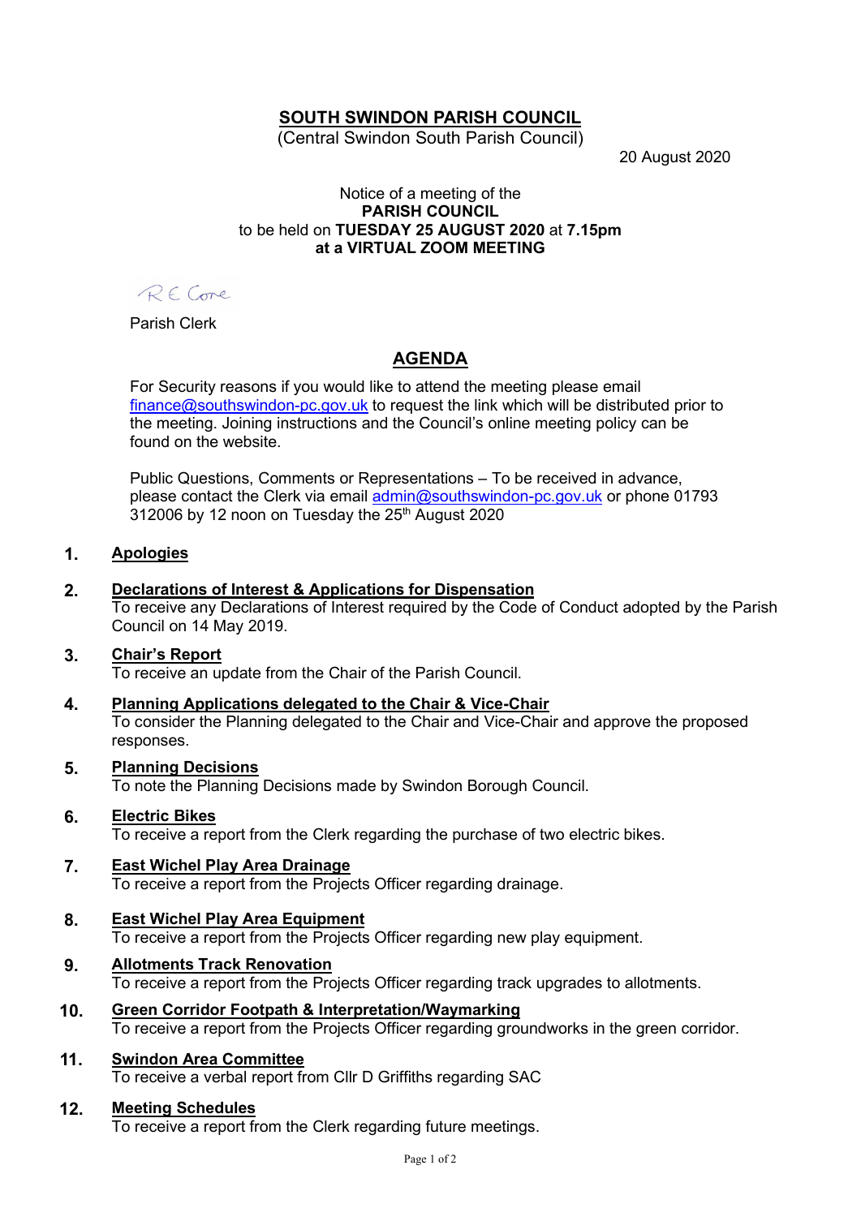# SOUTH SWINDON PARISH COUNCIL

(Central Swindon South Parish Council)

20 August 2020

Notice of a meeting of the
**PARISH COUNCIL**
to be held on **TUESDAY 25 AUGUST 2020** at **7.15pm**
**at a VIRTUAL ZOOM MEETING**

R E Cone

Parish Clerk

## AGENDA

For Security reasons if you would like to attend the meeting please email finance@southswindon-pc.gov.uk to request the link which will be distributed prior to the meeting. Joining instructions and the Council's online meeting policy can be found on the website.

Public Questions, Comments or Representations – To be received in advance, please contact the Clerk via email admin@southswindon-pc.gov.uk or phone 01793 312006 by 12 noon on Tuesday the 25th August 2020

**1. Apologies**

**2. Declarations of Interest & Applications for Dispensation**
To receive any Declarations of Interest required by the Code of Conduct adopted by the Parish Council on 14 May 2019.

**3. Chair's Report**
To receive an update from the Chair of the Parish Council.

**4. Planning Applications delegated to the Chair & Vice-Chair**
To consider the Planning delegated to the Chair and Vice-Chair and approve the proposed responses.

**5. Planning Decisions**
To note the Planning Decisions made by Swindon Borough Council.

**6. Electric Bikes**
To receive a report from the Clerk regarding the purchase of two electric bikes.

**7. East Wichel Play Area Drainage**
To receive a report from the Projects Officer regarding drainage.

**8. East Wichel Play Area Equipment**
To receive a report from the Projects Officer regarding new play equipment.

**9. Allotments Track Renovation**
To receive a report from the Projects Officer regarding track upgrades to allotments.

**10. Green Corridor Footpath & Interpretation/Waymarking**
To receive a report from the Projects Officer regarding groundworks in the green corridor.

**11. Swindon Area Committee**
To receive a verbal report from Cllr D Griffiths regarding SAC

**12. Meeting Schedules**
To receive a report from the Clerk regarding future meetings.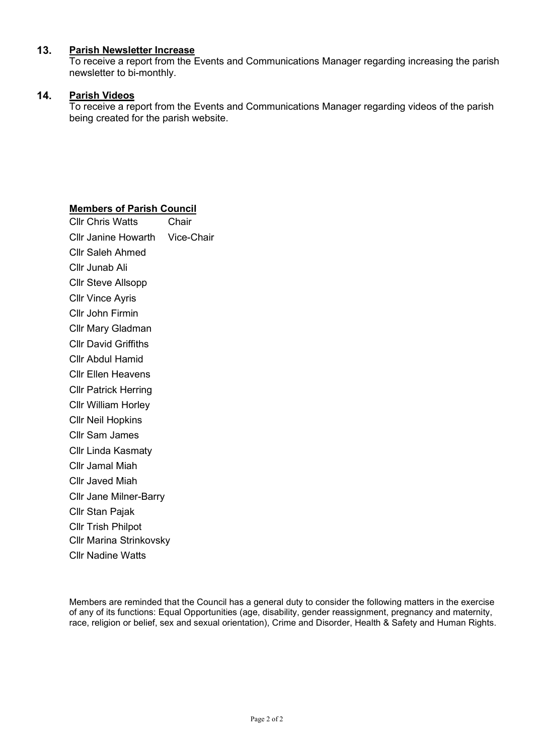## 13. Parish Newsletter Increase

To receive a report from the Events and Communications Manager regarding increasing the parish newsletter to bi-monthly.

## 14. Parish Videos

To receive a report from the Events and Communications Manager regarding videos of the parish being created for the parish website.

**Members of Parish Council**

| | |
|---|---|
| Cllr Chris Watts | Chair |
| Cllr Janine Howarth | Vice-Chair |
| Cllr Saleh Ahmed | |
| Cllr Junab Ali | |
| Cllr Steve Allsopp | |
| Cllr Vince Ayris | |
| Cllr John Firmin | |
| Cllr Mary Gladman | |
| Cllr David Griffiths | |
| Cllr Abdul Hamid | |
| Cllr Ellen Heavens | |
| Cllr Patrick Herring | |
| Cllr William Horley | |
| Cllr Neil Hopkins | |
| Cllr Sam James | |
| Cllr Linda Kasmaty | |
| Cllr Jamal Miah | |
| Cllr Javed Miah | |
| Cllr Jane Milner-Barry | |
| Cllr Stan Pajak | |
| Cllr Trish Philpot | |
| Cllr Marina Strinkovsky | |
| Cllr Nadine Watts | |

Members are reminded that the Council has a general duty to consider the following matters in the exercise of any of its functions: Equal Opportunities (age, disability, gender reassignment, pregnancy and maternity, race, religion or belief, sex and sexual orientation), Crime and Disorder, Health & Safety and Human Rights.